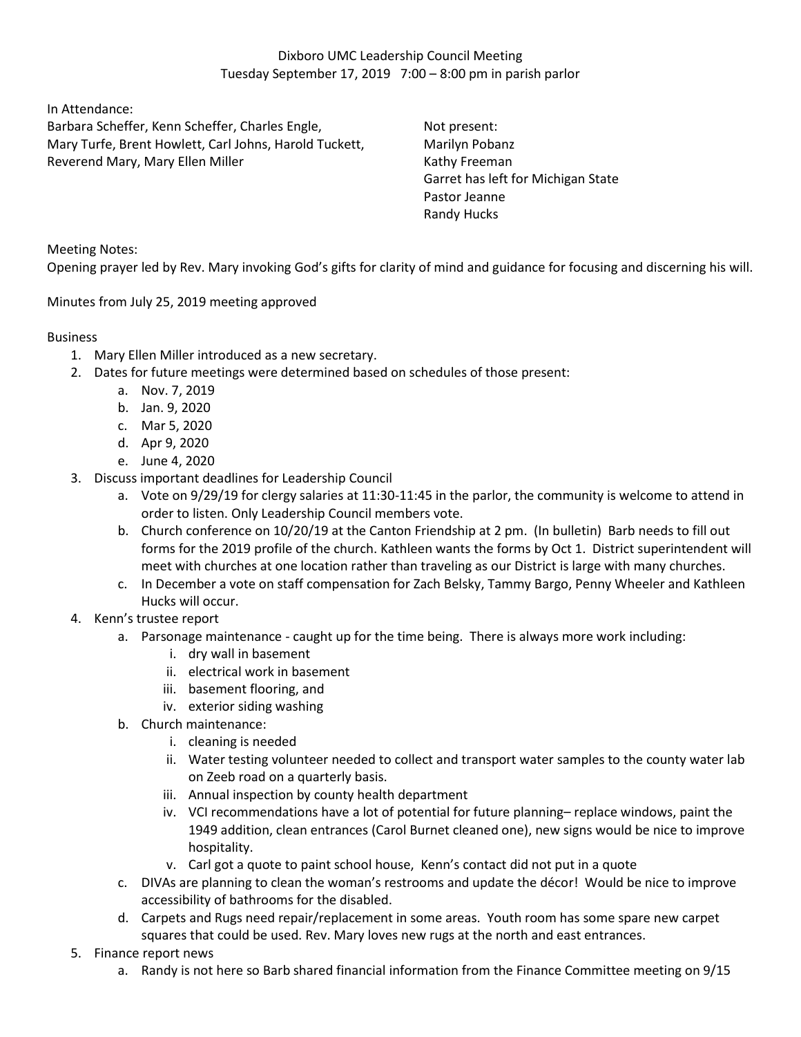Dixboro UMC Leadership Council Meeting
Tuesday September 17, 2019 7:00 – 8:00 pm in parish parlor

In Attendance:
Barbara Scheffer, Kenn Scheffer, Charles Engle,
Mary Turfe, Brent Howlett, Carl Johns, Harold Tuckett,
Reverend Mary, Mary Ellen Miller

Not present:
Marilyn Pobanz
Kathy Freeman
Garret has left for Michigan State
Pastor Jeanne
Randy Hucks

Meeting Notes:
Opening prayer led by Rev. Mary invoking God's gifts for clarity of mind and guidance for focusing and discerning his will.

Minutes from July 25, 2019 meeting approved

Business

1. Mary Ellen Miller introduced as a new secretary.
2. Dates for future meetings were determined based on schedules of those present:
    a. Nov. 7, 2019
    b. Jan. 9, 2020
    c. Mar 5, 2020
    d. Apr 9, 2020
    e. June 4, 2020
3. Discuss important deadlines for Leadership Council
    a. Vote on 9/29/19 for clergy salaries at 11:30-11:45 in the parlor, the community is welcome to attend in order to listen. Only Leadership Council members vote.
    b. Church conference on 10/20/19 at the Canton Friendship at 2 pm. (In bulletin) Barb needs to fill out forms for the 2019 profile of the church. Kathleen wants the forms by Oct 1. District superintendent will meet with churches at one location rather than traveling as our District is large with many churches.
    c. In December a vote on staff compensation for Zach Belsky, Tammy Bargo, Penny Wheeler and Kathleen Hucks will occur.
4. Kenn's trustee report
    a. Parsonage maintenance - caught up for the time being. There is always more work including:
        i. dry wall in basement
        ii. electrical work in basement
        iii. basement flooring, and
        iv. exterior siding washing
    b. Church maintenance:
        i. cleaning is needed
        ii. Water testing volunteer needed to collect and transport water samples to the county water lab on Zeeb road on a quarterly basis.
        iii. Annual inspection by county health department
        iv. VCI recommendations have a lot of potential for future planning– replace windows, paint the 1949 addition, clean entrances (Carol Burnet cleaned one), new signs would be nice to improve hospitality.
        v. Carl got a quote to paint school house, Kenn's contact did not put in a quote
    c. DIVAs are planning to clean the woman's restrooms and update the décor! Would be nice to improve accessibility of bathrooms for the disabled.
    d. Carpets and Rugs need repair/replacement in some areas. Youth room has some spare new carpet squares that could be used. Rev. Mary loves new rugs at the north and east entrances.
5. Finance report news
    a. Randy is not here so Barb shared financial information from the Finance Committee meeting on 9/15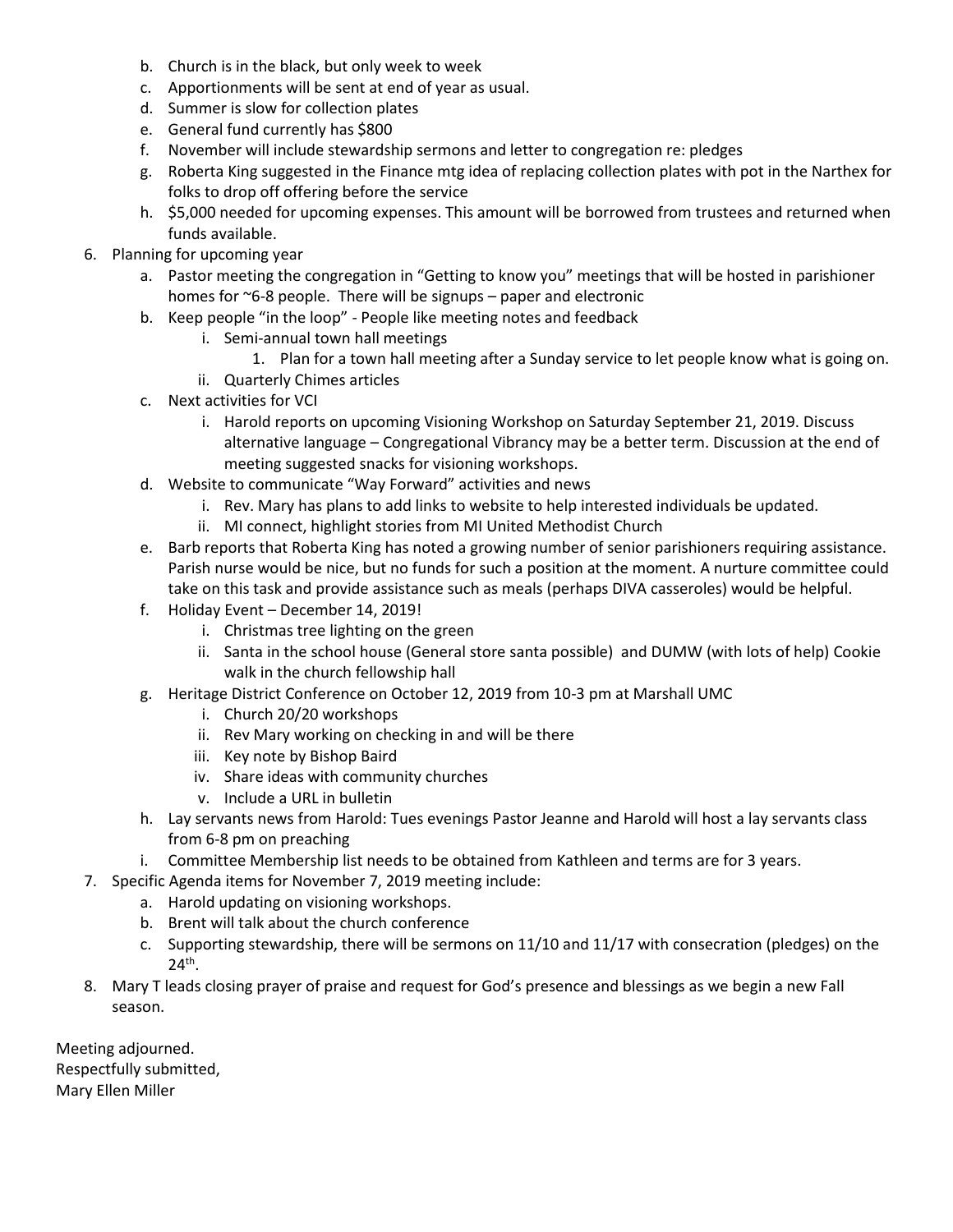b. Church is in the black, but only week to week
   c. Apportionments will be sent at end of year as usual.
   d. Summer is slow for collection plates
   e. General fund currently has $800
   f. November will include stewardship sermons and letter to congregation re: pledges
   g. Roberta King suggested in the Finance mtg idea of replacing collection plates with pot in the Narthex for folks to drop off offering before the service
   h. $5,000 needed for upcoming expenses. This amount will be borrowed from trustees and returned when funds available.
6. Planning for upcoming year
   a. Pastor meeting the congregation in "Getting to know you" meetings that will be hosted in parishioner homes for ~6-8 people. There will be signups – paper and electronic
   b. Keep people "in the loop" - People like meeting notes and feedback
      i. Semi-annual town hall meetings
         1. Plan for a town hall meeting after a Sunday service to let people know what is going on.
      ii. Quarterly Chimes articles
   c. Next activities for VCI
      i. Harold reports on upcoming Visioning Workshop on Saturday September 21, 2019. Discuss alternative language – Congregational Vibrancy may be a better term. Discussion at the end of meeting suggested snacks for visioning workshops.
   d. Website to communicate "Way Forward" activities and news
      i. Rev. Mary has plans to add links to website to help interested individuals be updated.
      ii. MI connect, highlight stories from MI United Methodist Church
   e. Barb reports that Roberta King has noted a growing number of senior parishioners requiring assistance. Parish nurse would be nice, but no funds for such a position at the moment. A nurture committee could take on this task and provide assistance such as meals (perhaps DIVA casseroles) would be helpful.
   f. Holiday Event – December 14, 2019!
      i. Christmas tree lighting on the green
      ii. Santa in the school house (General store santa possible) and DUMW (with lots of help) Cookie walk in the church fellowship hall
   g. Heritage District Conference on October 12, 2019 from 10-3 pm at Marshall UMC
      i. Church 20/20 workshops
      ii. Rev Mary working on checking in and will be there
      iii. Key note by Bishop Baird
      iv. Share ideas with community churches
      v. Include a URL in bulletin
   h. Lay servants news from Harold: Tues evenings Pastor Jeanne and Harold will host a lay servants class from 6-8 pm on preaching
   i. Committee Membership list needs to be obtained from Kathleen and terms are for 3 years.
7. Specific Agenda items for November 7, 2019 meeting include:
   a. Harold updating on visioning workshops.
   b. Brent will talk about the church conference
   c. Supporting stewardship, there will be sermons on 11/10 and 11/17 with consecration (pledges) on the 24th.
8. Mary T leads closing prayer of praise and request for God's presence and blessings as we begin a new Fall season.

Meeting adjourned.
Respectfully submitted,
Mary Ellen Miller